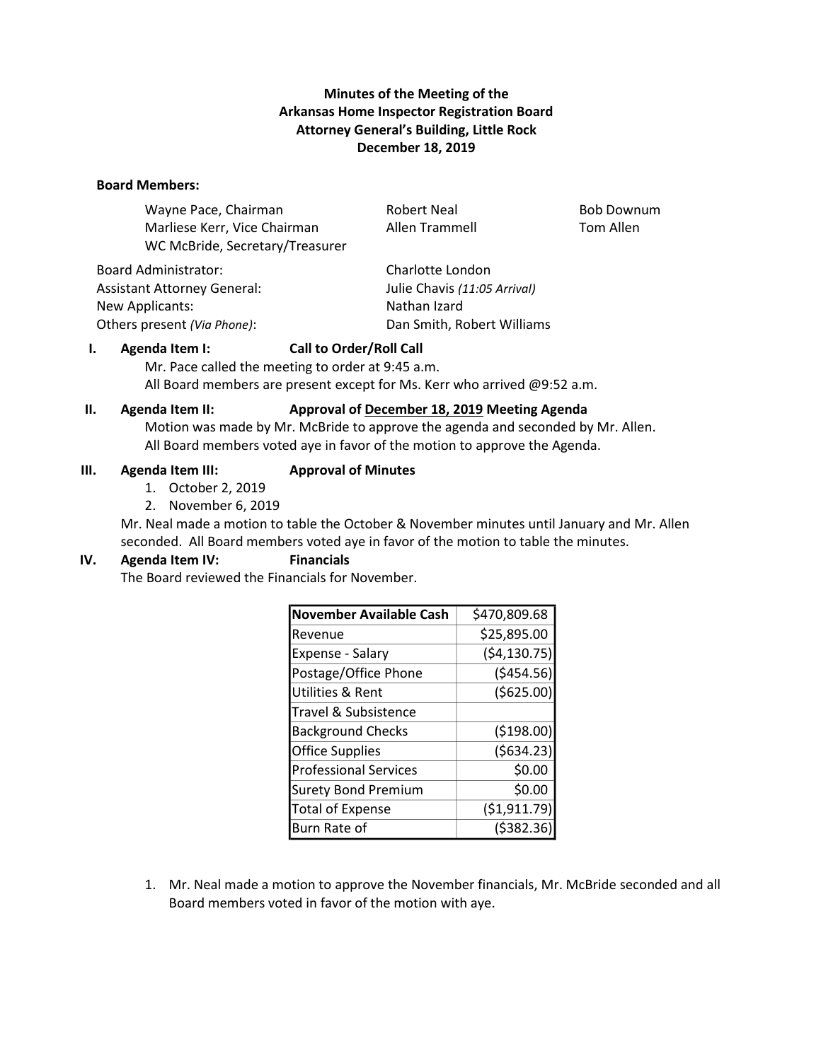**Minutes of the Meeting of the**
**Arkansas Home Inspector Registration Board**
**Attorney General's Building, Little Rock**
**December 18, 2019**

**Board Members:**

Wayne Pace, Chairman
Marliese Kerr, Vice Chairman
WC McBride, Secretary/Treasurer
Robert Neal
Allen Trammell
Bob Downum
Tom Allen

Board Administrator: Charlotte London
Assistant Attorney General: Julie Chavis *(11:05 Arrival)*
New Applicants: Nathan Izard
Others present *(Via Phone)*: Dan Smith, Robert Williams

**I. Agenda Item I: Call to Order/Roll Call**

Mr. Pace called the meeting to order at 9:45 a.m.
All Board members are present except for Ms. Kerr who arrived @9:52 a.m.

**II. Agenda Item II: Approval of December 18, 2019 Meeting Agenda**

Motion was made by Mr. McBride to approve the agenda and seconded by Mr. Allen. All Board members voted aye in favor of the motion to approve the Agenda.

**III. Agenda Item III: Approval of Minutes**

1. October 2, 2019
2. November 6, 2019

Mr. Neal made a motion to table the October & November minutes until January and Mr. Allen seconded. All Board members voted aye in favor of the motion to table the minutes.

**IV. Agenda Item IV: Financials**

The Board reviewed the Financials for November.

| **November Available Cash** | $470,809.68 |
|---|---|
| Revenue | $25,895.00 |
| Expense - Salary | ($4,130.75) |
| Postage/Office Phone | ($454.56) |
| Utilities & Rent | ($625.00) |
| Travel & Subsistence | |
| Background Checks | ($198.00) |
| Office Supplies | ($634.23) |
| Professional Services | $0.00 |
| Surety Bond Premium | $0.00 |
| Total of Expense | ($1,911.79) |
| Burn Rate of | ($382.36) |

1. Mr. Neal made a motion to approve the November financials, Mr. McBride seconded and all Board members voted in favor of the motion with aye.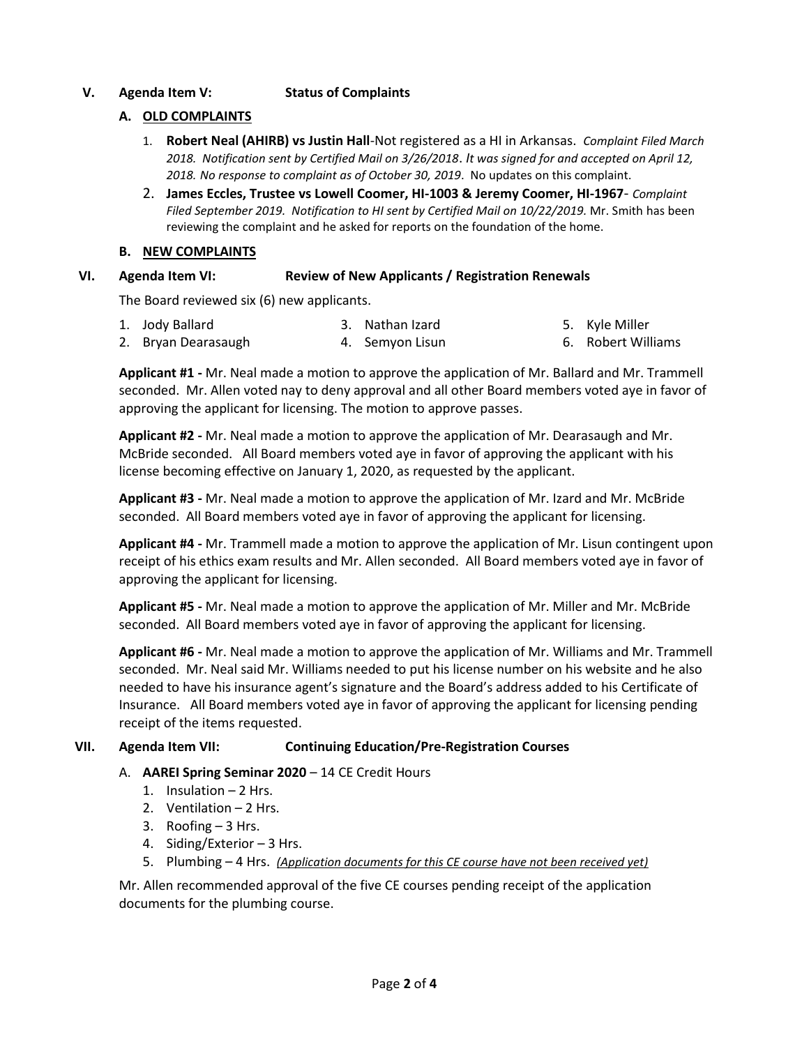## V. Agenda Item V: Status of Complaints

### A. OLD COMPLAINTS

1. **Robert Neal (AHIRB) vs Justin Hall**-Not registered as a HI in Arkansas. *Complaint Filed March 2018. Notification sent by Certified Mail on 3/26/2018. It was signed for and accepted on April 12, 2018. No response to complaint as of October 30, 2019*. No updates on this complaint.
2. **James Eccles, Trustee vs Lowell Coomer, HI-1003 & Jeremy Coomer, HI-1967**- *Complaint Filed September 2019. Notification to HI sent by Certified Mail on 10/22/2019.* Mr. Smith has been reviewing the complaint and he asked for reports on the foundation of the home.

### B. NEW COMPLAINTS

## VI. Agenda Item VI: Review of New Applicants / Registration Renewals

The Board reviewed six (6) new applicants.

1. Jody Ballard
2. Bryan Dearasaugh
3. Nathan Izard
4. Semyon Lisun
5. Kyle Miller
6. Robert Williams

**Applicant #1 -** Mr. Neal made a motion to approve the application of Mr. Ballard and Mr. Trammell seconded. Mr. Allen voted nay to deny approval and all other Board members voted aye in favor of approving the applicant for licensing. The motion to approve passes.

**Applicant #2 -** Mr. Neal made a motion to approve the application of Mr. Dearasaugh and Mr. McBride seconded. All Board members voted aye in favor of approving the applicant with his license becoming effective on January 1, 2020, as requested by the applicant.

**Applicant #3 -** Mr. Neal made a motion to approve the application of Mr. Izard and Mr. McBride seconded. All Board members voted aye in favor of approving the applicant for licensing.

**Applicant #4 -** Mr. Trammell made a motion to approve the application of Mr. Lisun contingent upon receipt of his ethics exam results and Mr. Allen seconded. All Board members voted aye in favor of approving the applicant for licensing.

**Applicant #5 -** Mr. Neal made a motion to approve the application of Mr. Miller and Mr. McBride seconded. All Board members voted aye in favor of approving the applicant for licensing.

**Applicant #6 -** Mr. Neal made a motion to approve the application of Mr. Williams and Mr. Trammell seconded. Mr. Neal said Mr. Williams needed to put his license number on his website and he also needed to have his insurance agent's signature and the Board's address added to his Certificate of Insurance. All Board members voted aye in favor of approving the applicant for licensing pending receipt of the items requested.

## VII. Agenda Item VII: Continuing Education/Pre-Registration Courses

A. **AAREI Spring Seminar 2020** – 14 CE Credit Hours
   1. Insulation – 2 Hrs.
   2. Ventilation – 2 Hrs.
   3. Roofing – 3 Hrs.
   4. Siding/Exterior – 3 Hrs.
   5. Plumbing – 4 Hrs. *(Application documents for this CE course have not been received yet)*

Mr. Allen recommended approval of the five CE courses pending receipt of the application documents for the plumbing course.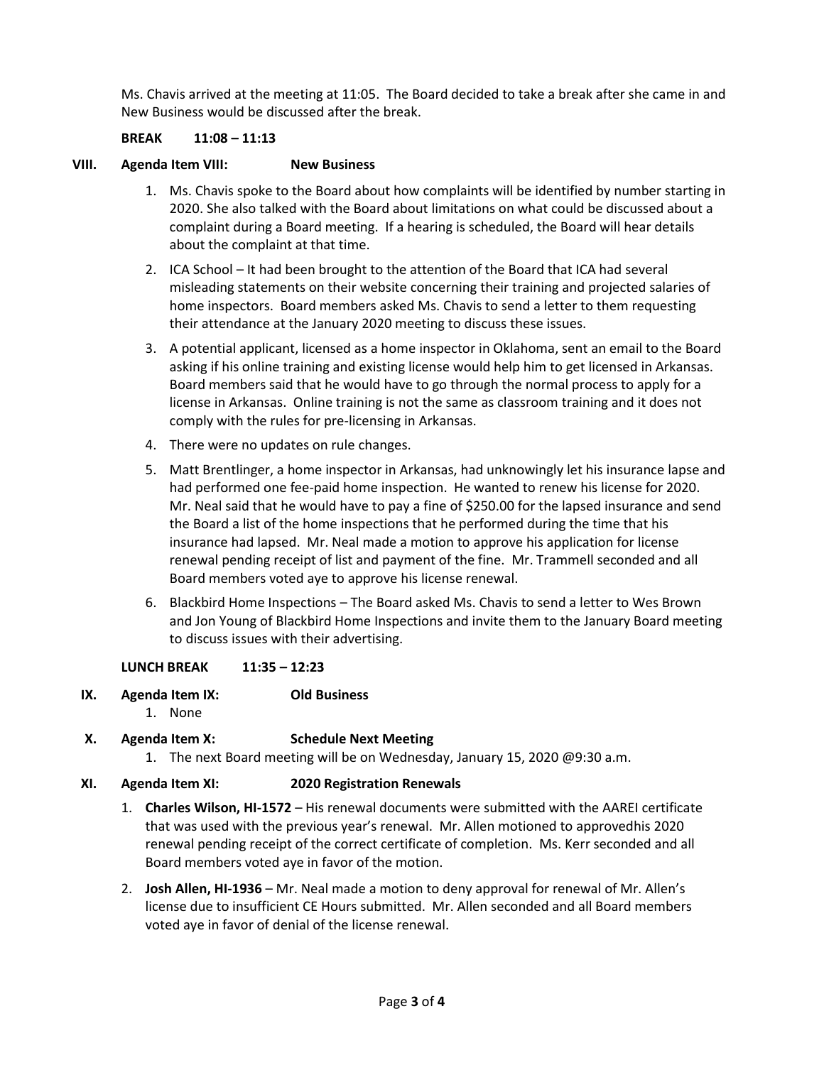Ms. Chavis arrived at the meeting at 11:05. The Board decided to take a break after she came in and New Business would be discussed after the break.

**BREAK 11:08 – 11:13**

## VIII. Agenda Item VIII: New Business

1. Ms. Chavis spoke to the Board about how complaints will be identified by number starting in 2020. She also talked with the Board about limitations on what could be discussed about a complaint during a Board meeting. If a hearing is scheduled, the Board will hear details about the complaint at that time.
2. ICA School – It had been brought to the attention of the Board that ICA had several misleading statements on their website concerning their training and projected salaries of home inspectors. Board members asked Ms. Chavis to send a letter to them requesting their attendance at the January 2020 meeting to discuss these issues.
3. A potential applicant, licensed as a home inspector in Oklahoma, sent an email to the Board asking if his online training and existing license would help him to get licensed in Arkansas. Board members said that he would have to go through the normal process to apply for a license in Arkansas. Online training is not the same as classroom training and it does not comply with the rules for pre-licensing in Arkansas.
4. There were no updates on rule changes.
5. Matt Brentlinger, a home inspector in Arkansas, had unknowingly let his insurance lapse and had performed one fee-paid home inspection. He wanted to renew his license for 2020. Mr. Neal said that he would have to pay a fine of $250.00 for the lapsed insurance and send the Board a list of the home inspections that he performed during the time that his insurance had lapsed. Mr. Neal made a motion to approve his application for license renewal pending receipt of list and payment of the fine. Mr. Trammell seconded and all Board members voted aye to approve his license renewal.
6. Blackbird Home Inspections – The Board asked Ms. Chavis to send a letter to Wes Brown and Jon Young of Blackbird Home Inspections and invite them to the January Board meeting to discuss issues with their advertising.

**LUNCH BREAK 11:35 – 12:23**

## IX. Agenda Item IX: Old Business

1. None

## X. Agenda Item X: Schedule Next Meeting

1. The next Board meeting will be on Wednesday, January 15, 2020 @9:30 a.m.

## XI. Agenda Item XI: 2020 Registration Renewals

1. **Charles Wilson, HI-1572** – His renewal documents were submitted with the AAREI certificate that was used with the previous year's renewal. Mr. Allen motioned to approvedhis 2020 renewal pending receipt of the correct certificate of completion. Ms. Kerr seconded and all Board members voted aye in favor of the motion.
2. **Josh Allen, HI-1936** – Mr. Neal made a motion to deny approval for renewal of Mr. Allen's license due to insufficient CE Hours submitted. Mr. Allen seconded and all Board members voted aye in favor of denial of the license renewal.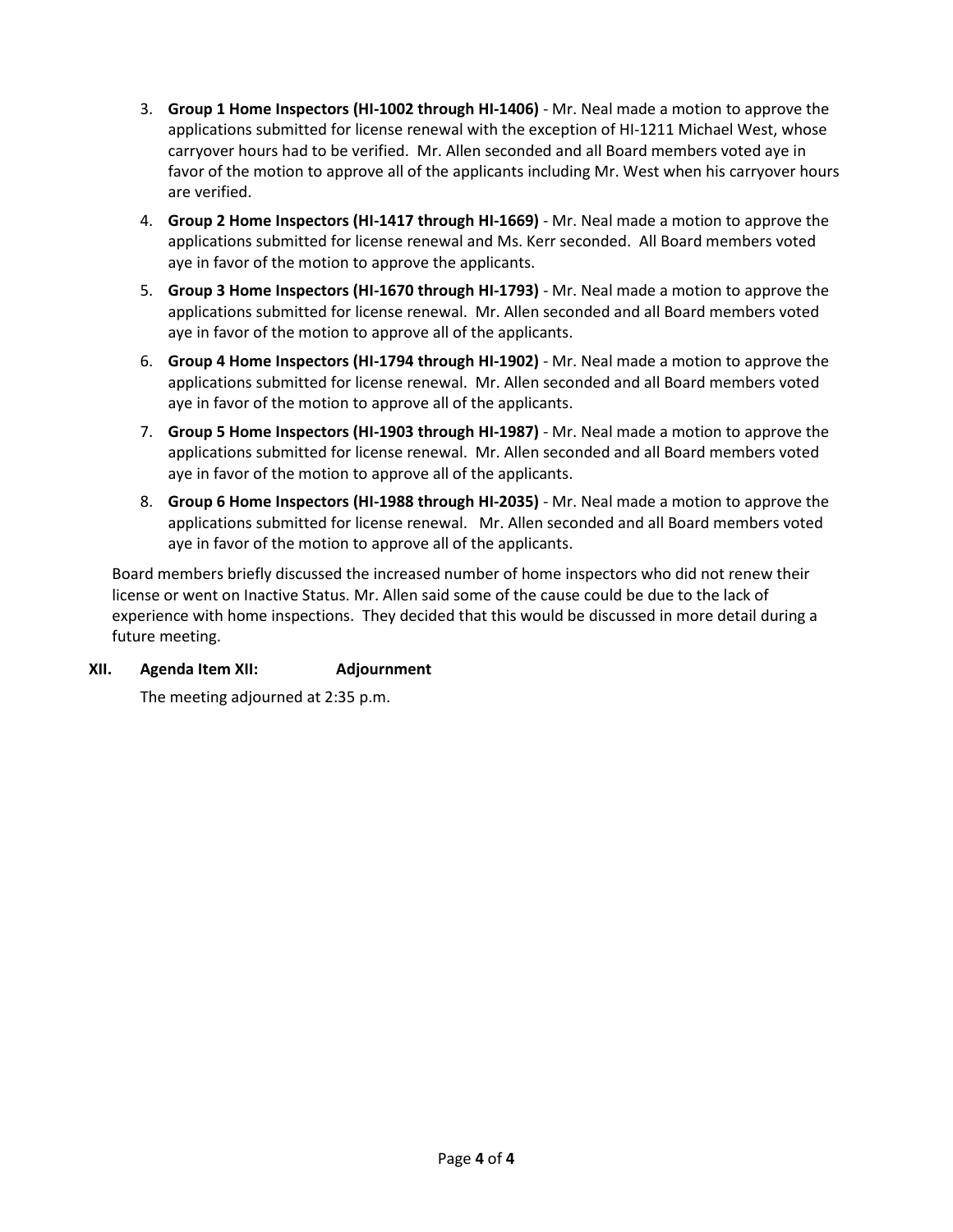3. **Group 1 Home Inspectors (HI-1002 through HI-1406)** - Mr. Neal made a motion to approve the applications submitted for license renewal with the exception of HI-1211 Michael West, whose carryover hours had to be verified. Mr. Allen seconded and all Board members voted aye in favor of the motion to approve all of the applicants including Mr. West when his carryover hours are verified.
4. **Group 2 Home Inspectors (HI-1417 through HI-1669)** - Mr. Neal made a motion to approve the applications submitted for license renewal and Ms. Kerr seconded. All Board members voted aye in favor of the motion to approve the applicants.
5. **Group 3 Home Inspectors (HI-1670 through HI-1793)** - Mr. Neal made a motion to approve the applications submitted for license renewal. Mr. Allen seconded and all Board members voted aye in favor of the motion to approve all of the applicants.
6. **Group 4 Home Inspectors (HI-1794 through HI-1902)** - Mr. Neal made a motion to approve the applications submitted for license renewal. Mr. Allen seconded and all Board members voted aye in favor of the motion to approve all of the applicants.
7. **Group 5 Home Inspectors (HI-1903 through HI-1987)** - Mr. Neal made a motion to approve the applications submitted for license renewal. Mr. Allen seconded and all Board members voted aye in favor of the motion to approve all of the applicants.
8. **Group 6 Home Inspectors (HI-1988 through HI-2035)** - Mr. Neal made a motion to approve the applications submitted for license renewal. Mr. Allen seconded and all Board members voted aye in favor of the motion to approve all of the applicants.

Board members briefly discussed the increased number of home inspectors who did not renew their license or went on Inactive Status. Mr. Allen said some of the cause could be due to the lack of experience with home inspections. They decided that this would be discussed in more detail during a future meeting.

## XII. Agenda Item XII: Adjournment

The meeting adjourned at 2:35 p.m.